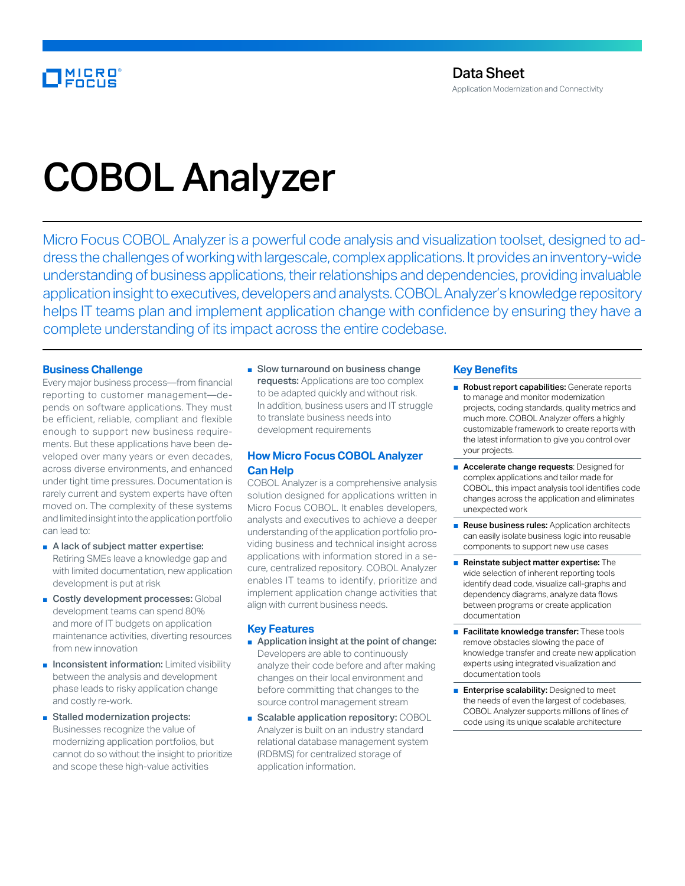Data Sheet

Application Modernization and Connectivity

# COBOL Analyzer

Micro Focus COBOL Analyzer is a powerful code analysis and visualization toolset, designed to address the challenges of working with largescale, complex applications. It provides an inventory-wide understanding of business applications, their relationships and dependencies, providing invaluable application insight to executives, developers and analysts. COBOL Analyzer's knowledge repository helps IT teams plan and implement application change with confidence by ensuring they have a complete understanding of its impact across the entire codebase.

## Business Challenge

Every major business process—from financial reporting to customer management—depends on software applications. They must be efficient, reliable, compliant and flexible enough to support new business requirements. But these applications have been developed over many years or even decades, across diverse environments, and enhanced under tight time pressures. Documentation is rarely current and system experts have often moved on. The complexity of these systems and limited insight into the application portfolio can lead to:

- **A lack of subject matter expertise:** Retiring SMEs leave a knowledge gap and with limited documentation, new application development is put at risk
- **Costly development processes:** Global development teams can spend 80% and more of IT budgets on application maintenance activities, diverting resources from new innovation
- **Inconsistent information:** Limited visibility between the analysis and development phase leads to risky application change and costly re-work.
- **Stalled modernization projects:** Businesses recognize the value of modernizing application portfolios, but cannot do so without the insight to prioritize and scope these high-value activities
- **Slow turnaround on business change requests:** Applications are too complex to be adapted quickly and without risk. In addition, business users and IT struggle to translate business needs into development requirements

## How Micro Focus COBOL Analyzer Can Help

COBOL Analyzer is a comprehensive analysis solution designed for applications written in Micro Focus COBOL. It enables developers, analysts and executives to achieve a deeper understanding of the application portfolio providing business and technical insight across applications with information stored in a secure, centralized repository. COBOL Analyzer enables IT teams to identify, prioritize and implement application change activities that align with current business needs.

## Key Features

- **Application insight at the point of change:** Developers are able to continuously analyze their code before and after making changes on their local environment and before committing that changes to the source control management stream
- **Scalable application repository:** COBOL Analyzer is built on an industry standard relational database management system (RDBMS) for centralized storage of application information.

## Key Benefits

- **Robust report capabilities:** Generate reports to manage and monitor modernization projects, coding standards, quality metrics and much more. COBOL Analyzer offers a highly customizable framework to create reports with the latest information to give you control over your projects.
- **Accelerate change requests**: Designed for complex applications and tailor made for COBOL, this impact analysis tool identifies code changes across the application and eliminates unexpected work
- **Reuse business rules:** Application architects can easily isolate business logic into reusable components to support new use cases
- **Reinstate subject matter expertise:** The wide selection of inherent reporting tools identify dead code, visualize call-graphs and dependency diagrams, analyze data flows between programs or create application documentation
- **Facilitate knowledge transfer:** These tools remove obstacles slowing the pace of knowledge transfer and create new application experts using integrated visualization and documentation tools
- **Enterprise scalability:** Designed to meet the needs of even the largest of codebases, COBOL Analyzer supports millions of lines of code using its unique scalable architecture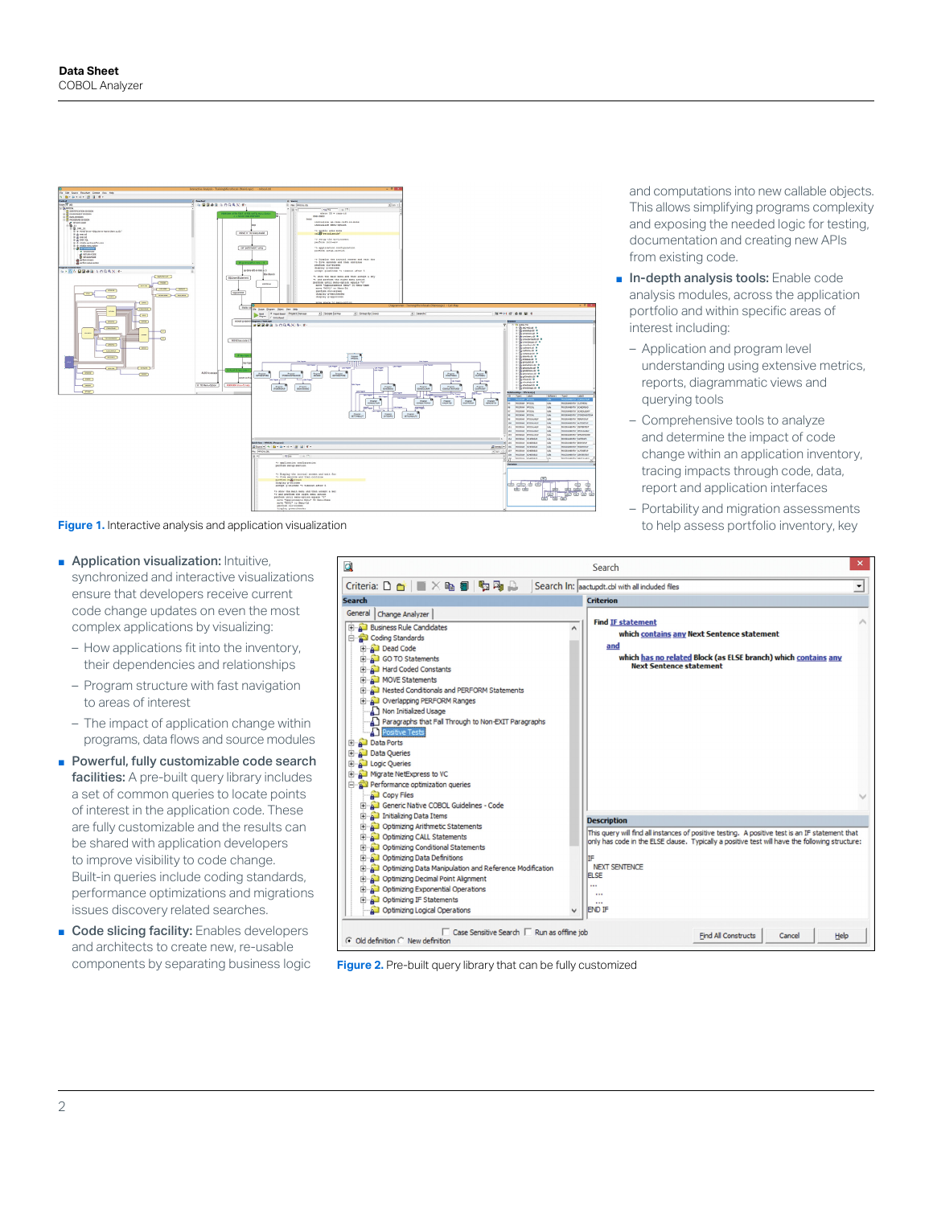Figure 1. Interactive analysis and application visualization

- **Application visualization:** Intuitive, synchronized and interactive visualizations ensure that developers receive current code change updates on even the most complex applications by visualizing:
  - How applications fit into the inventory, their dependencies and relationships
  - Program structure with fast navigation to areas of interest
  - The impact of application change within programs, data flows and source modules
- **Powerful, fully customizable code search facilities:** A pre-built query library includes a set of common queries to locate points of interest in the application code. These are fully customizable and the results can be shared with application developers to improve visibility to code change. Built-in queries include coding standards, performance optimizations and migrations issues discovery related searches.
- **Code slicing facility:** Enables developers and architects to create new, re-usable components by separating business logic and computations into new callable objects. This allows simplifying programs complexity and exposing the needed logic for testing, documentation and creating new APIs from existing code.
- **In-depth analysis tools:** Enable code analysis modules, across the application portfolio and within specific areas of interest including:
  - Application and program level understanding using extensive metrics, reports, diagrammatic views and querying tools
  - Comprehensive tools to analyze and determine the impact of code change within an application inventory, tracing impacts through code, data, report and application interfaces
  - Portability and migration assessments to help assess portfolio inventory, key

Figure 2. Pre-built query library that can be fully customized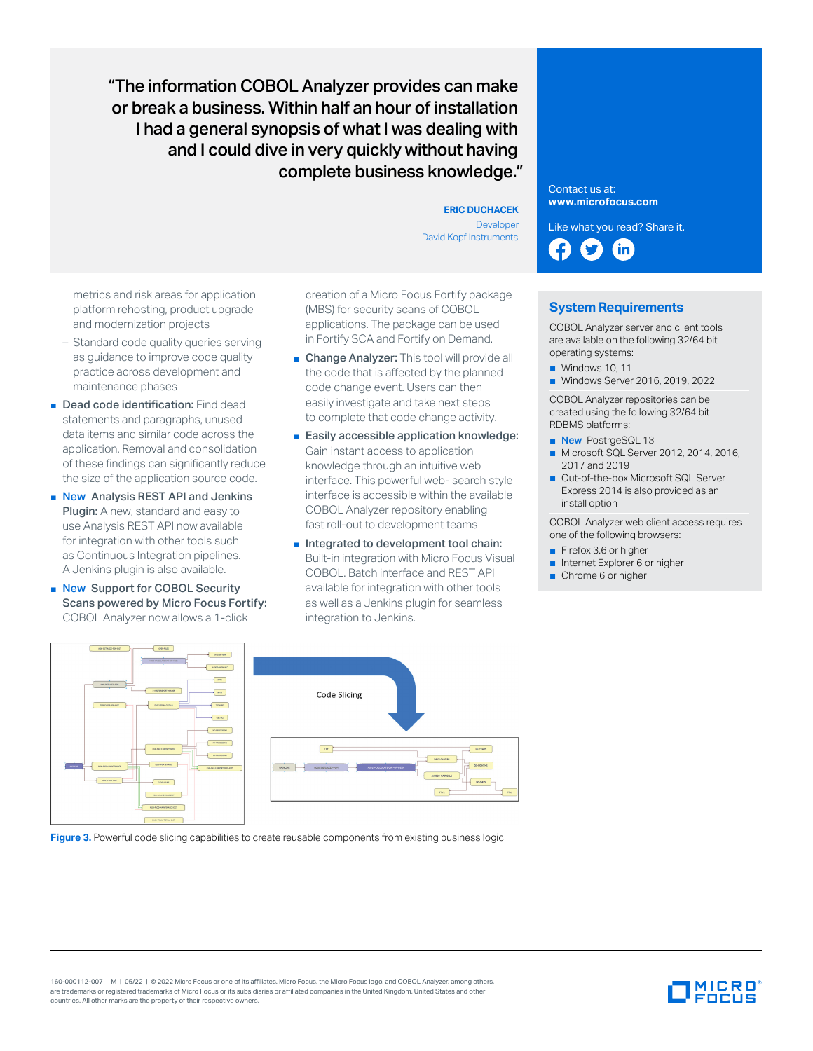> "The information COBOL Analyzer provides can make or break a business. Within half an hour of installation I had a general synopsis of what I was dealing with and I could dive in very quickly without having complete business knowledge."
>
> **ERIC DUCHACEK**
> Developer
> David Kopf Instruments

Contact us at:
**www.microfocus.com**

Like what you read? Share it.

metrics and risk areas for application platform rehosting, product upgrade and modernization projects

- Standard code quality queries serving as guidance to improve code quality practice across development and maintenance phases

- **Dead code identification:** Find dead statements and paragraphs, unused data items and similar code across the application. Removal and consolidation of these findings can significantly reduce the size of the application source code.
- **New Analysis REST API and Jenkins Plugin:** A new, standard and easy to use Analysis REST API now available for integration with other tools such as Continuous Integration pipelines. A Jenkins plugin is also available.
- **New Support for COBOL Security Scans powered by Micro Focus Fortify:** COBOL Analyzer now allows a 1-click creation of a Micro Focus Fortify package (MBS) for security scans of COBOL applications. The package can be used in Fortify SCA and Fortify on Demand.
- **Change Analyzer:** This tool will provide all the code that is affected by the planned code change event. Users can then easily investigate and take next steps to complete that code change activity.
- **Easily accessible application knowledge:** Gain instant access to application knowledge through an intuitive web interface. This powerful web- search style interface is accessible within the available COBOL Analyzer repository enabling fast roll-out to development teams
- **Integrated to development tool chain:** Built-in integration with Micro Focus Visual COBOL. Batch interface and REST API available for integration with other tools as well as a Jenkins plugin for seamless integration to Jenkins.

## System Requirements

COBOL Analyzer server and client tools are available on the following 32/64 bit operating systems:

- Windows 10, 11
- Windows Server 2016, 2019, 2022

COBOL Analyzer repositories can be created using the following 32/64 bit RDBMS platforms:

- New PostrgeSQL 13
- Microsoft SQL Server 2012, 2014, 2016, 2017 and 2019
- Out-of-the-box Microsoft SQL Server Express 2014 is also provided as an install option

COBOL Analyzer web client access requires one of the following browsers:

- Firefox 3.6 or higher
- Internet Explorer 6 or higher
- Chrome 6 or higher

Code Slicing

**Figure 3.** Powerful code slicing capabilities to create reusable components from existing business logic

160-000112-007 | M | 05/22 | © 2022 Micro Focus or one of its affiliates. Micro Focus, the Micro Focus logo, and COBOL Analyzer, among others, are trademarks or registered trademarks of Micro Focus or its subsidiaries or affiliated companies in the United Kingdom, United States and other countries. All other marks are the property of their respective owners.